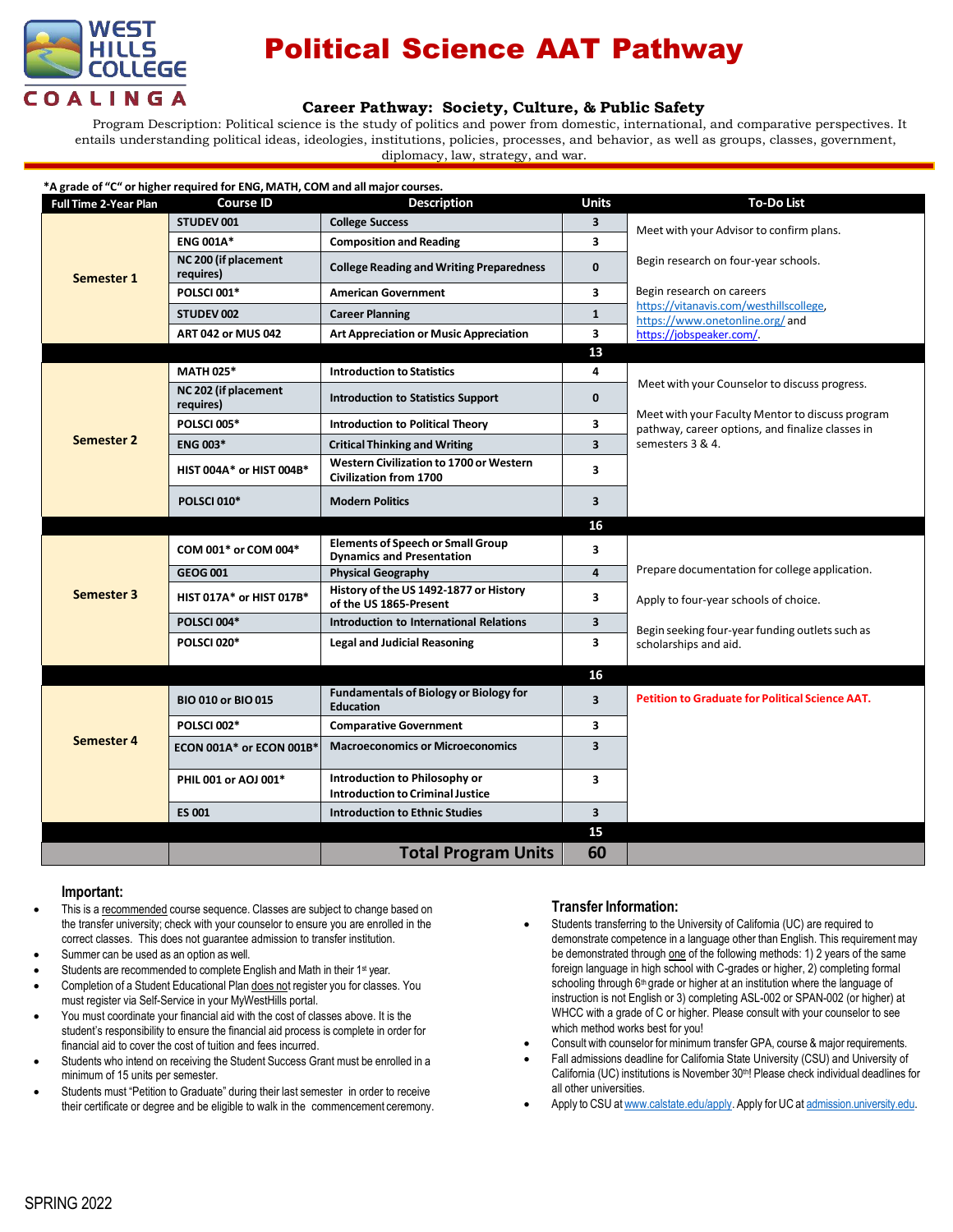# Political Science AAT Pathway

WEST HILLS COLLEGE COALINGA

### Career Pathway: Society, Culture, & Public Safety

Program Description: Political science is the study of politics and power from domestic, international, and comparative perspectives. It entails understanding political ideas, ideologies, institutions, policies, processes, and behavior, as well as groups, classes, government, diplomacy, law, strategy, and war.

**\*A grade of "C" or higher required for ENG, MATH, COM and all major courses.**

| Full Time 2-Year Plan | Course ID | Description | Units | To-Do List |
|---|---|---|---|---|
| Semester 1 | STUDEV 001 | College Success | 3 | Meet with your Advisor to confirm plans.<br><br>Begin research on four-year schools.<br><br>Begin research on careers https://vitanavis.com/westhillscollege, https://www.onetonline.org/ and https://jobspeaker.com/. |
| | ENG 001A* | Composition and Reading | 3 | |
| | NC 200 (if placement requires) | College Reading and Writing Preparedness | 0 | |
| | POLSCI 001* | American Government | 3 | |
| | STUDEV 002 | Career Planning | 1 | |
| | ART 042 or MUS 042 | Art Appreciation or Music Appreciation | 3 | |
| | | | 13 | |
| Semester 2 | MATH 025* | Introduction to Statistics | 4 | Meet with your Counselor to discuss progress.<br><br>Meet with your Faculty Mentor to discuss program pathway, career options, and finalize classes in semesters 3 & 4. |
| | NC 202 (if placement requires) | Introduction to Statistics Support | 0 | |
| | POLSCI 005* | Introduction to Political Theory | 3 | |
| | ENG 003* | Critical Thinking and Writing | 3 | |
| | HIST 004A* or HIST 004B* | Western Civilization to 1700 or Western Civilization from 1700 | 3 | |
| | POLSCI 010* | Modern Politics | 3 | |
| | | | 16 | |
| Semester 3 | COM 001* or COM 004* | Elements of Speech or Small Group Dynamics and Presentation | 3 | Prepare documentation for college application.<br><br>Apply to four-year schools of choice.<br><br>Begin seeking four-year funding outlets such as scholarships and aid. |
| | GEOG 001 | Physical Geography | 4 | |
| | HIST 017A* or HIST 017B* | History of the US 1492-1877 or History of the US 1865-Present | 3 | |
| | POLSCI 004* | Introduction to International Relations | 3 | |
| | POLSCI 020* | Legal and Judicial Reasoning | 3 | |
| | | | 16 | |
| Semester 4 | BIO 010 or BIO 015 | Fundamentals of Biology or Biology for Education | 3 | **Petition to Graduate for Political Science AAT.** |
| | POLSCI 002* | Comparative Government | 3 | |
| | ECON 001A* or ECON 001B* | Macroeconomics or Microeconomics | 3 | |
| | PHIL 001 or AOJ 001* | Introduction to Philosophy or Introduction to Criminal Justice | 3 | |
| | ES 001 | Introduction to Ethnic Studies | 3 | |
| | | | 15 | |
| | | **Total Program Units** | **60** | |

### Important:

- This is a recommended course sequence. Classes are subject to change based on the transfer university; check with your counselor to ensure you are enrolled in the correct classes. This does not guarantee admission to transfer institution.
- Summer can be used as an option as well.
- Students are recommended to complete English and Math in their 1st year.
- Completion of a Student Educational Plan does not register you for classes. You must register via Self-Service in your MyWestHills portal.
- You must coordinate your financial aid with the cost of classes above. It is the student's responsibility to ensure the financial aid process is complete in order for financial aid to cover the cost of tuition and fees incurred.
- Students who intend on receiving the Student Success Grant must be enrolled in a minimum of 15 units per semester.
- Students must "Petition to Graduate" during their last semester in order to receive their certificate or degree and be eligible to walk in the commencement ceremony.

### Transfer Information:

- Students transferring to the University of California (UC) are required to demonstrate competence in a language other than English. This requirement may be demonstrated through one of the following methods: 1) 2 years of the same foreign language in high school with C-grades or higher, 2) completing formal schooling through 6th grade or higher at an institution where the language of instruction is not English or 3) completing ASL-002 or SPAN-002 (or higher) at WHCC with a grade of C or higher. Please consult with your counselor to see which method works best for you!
- Consult with counselor for minimum transfer GPA, course & major requirements.
- Fall admissions deadline for California State University (CSU) and University of California (UC) institutions is November 30th! Please check individual deadlines for all other universities.
- Apply to CSU at www.calstate.edu/apply. Apply for UC at admission.university.edu.

SPRING 2022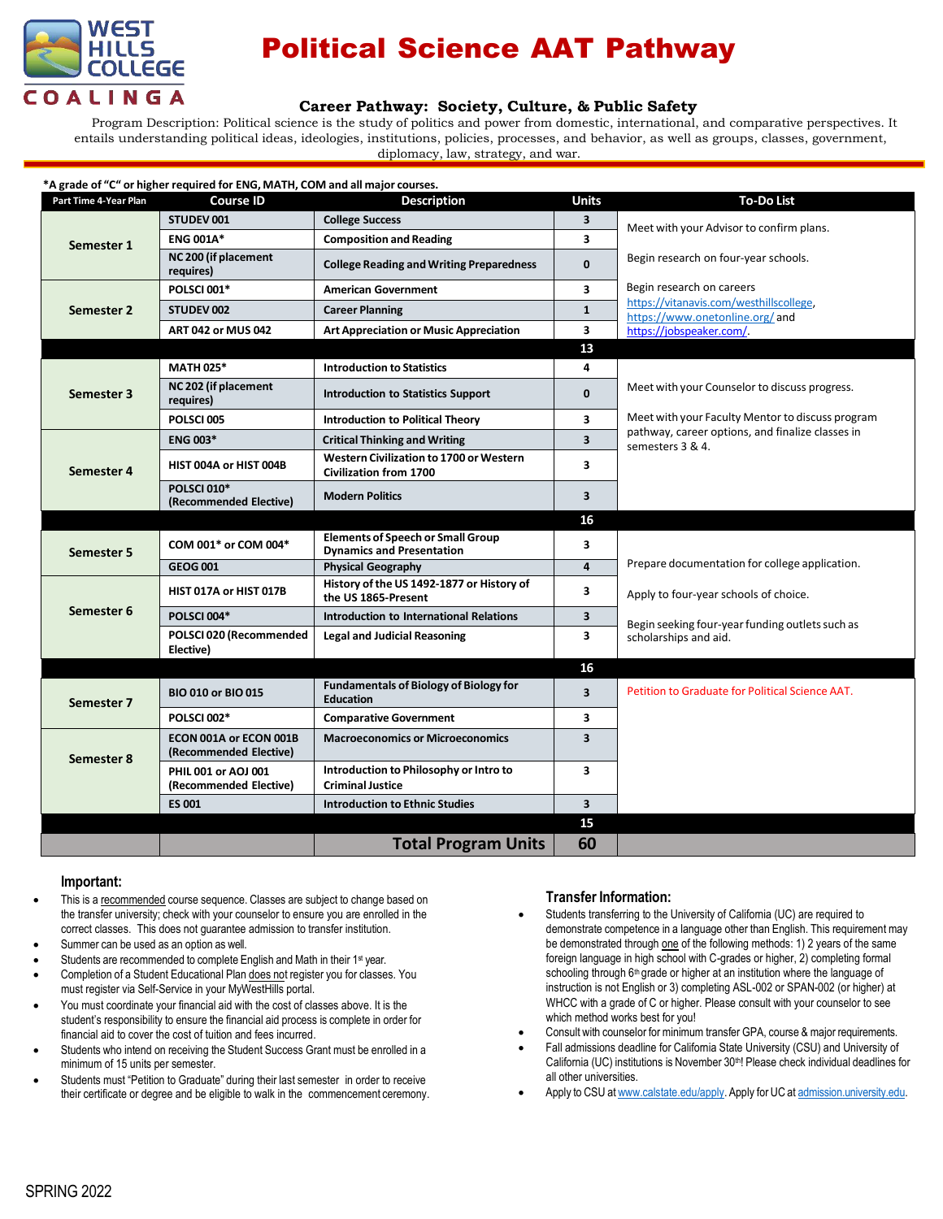# Political Science AAT Pathway

### Career Pathway: Society, Culture, & Public Safety

Program Description: Political science is the study of politics and power from domestic, international, and comparative perspectives. It entails understanding political ideas, ideologies, institutions, policies, processes, and behavior, as well as groups, classes, government, diplomacy, law, strategy, and war.

**\*A grade of "C" or higher required for ENG, MATH, COM and all major courses.**

| Part Time 4-Year Plan | Course ID | Description | Units | To-Do List |
|---|---|---|---|---|
| Semester 1 | STUDEV 001 | College Success | 3 | Meet with your Advisor to confirm plans. Begin research on four-year schools. |
| | ENG 001A* | Composition and Reading | 3 | |
| | NC 200 (if placement requires) | College Reading and Writing Preparedness | 0 | |
| Semester 2 | POLSCI 001* | American Government | 3 | Begin research on careers https://vitanavis.com/westhillscollege, https://www.onetonline.org/ and https://jobspeaker.com/. |
| | STUDEV 002 | Career Planning | 1 | |
| | ART 042 or MUS 042 | Art Appreciation or Music Appreciation | 3 | |
| | | | 13 | |
| Semester 3 | MATH 025* | Introduction to Statistics | 4 | Meet with your Counselor to discuss progress. Meet with your Faculty Mentor to discuss program pathway, career options, and finalize classes in semesters 3 & 4. |
| | NC 202 (if placement requires) | Introduction to Statistics Support | 0 | |
| | POLSCI 005 | Introduction to Political Theory | 3 | |
| Semester 4 | ENG 003* | Critical Thinking and Writing | 3 | |
| | HIST 004A or HIST 004B | Western Civilization to 1700 or Western Civilization from 1700 | 3 | |
| | POLSCI 010* (Recommended Elective) | Modern Politics | 3 | |
| | | | 16 | |
| Semester 5 | COM 001* or COM 004* | Elements of Speech or Small Group Dynamics and Presentation | 3 | Prepare documentation for college application. Apply to four-year schools of choice. Begin seeking four-year funding outlets such as scholarships and aid. |
| | GEOG 001 | Physical Geography | 4 | |
| Semester 6 | HIST 017A or HIST 017B | History of the US 1492-1877 or History of the US 1865-Present | 3 | |
| | POLSCI 004* | Introduction to International Relations | 3 | |
| | POLSCI 020 (Recommended Elective) | Legal and Judicial Reasoning | 3 | |
| | | | 16 | |
| Semester 7 | BIO 010 or BIO 015 | Fundamentals of Biology of Biology for Education | 3 | Petition to Graduate for Political Science AAT. |
| | POLSCI 002* | Comparative Government | 3 | |
| Semester 8 | ECON 001A or ECON 001B (Recommended Elective) | Macroeconomics or Microeconomics | 3 | |
| | PHIL 001 or AOJ 001 (Recommended Elective) | Introduction to Philosophy or Intro to Criminal Justice | 3 | |
| | ES 001 | Introduction to Ethnic Studies | 3 | |
| | | | 15 | |
| | | **Total Program Units** | **60** | |

### Important:

- This is a recommended course sequence. Classes are subject to change based on the transfer university; check with your counselor to ensure you are enrolled in the correct classes. This does not guarantee admission to transfer institution.
- Summer can be used as an option as well.
- Students are recommended to complete English and Math in their 1st year.
- Completion of a Student Educational Plan does not register you for classes. You must register via Self-Service in your MyWestHills portal.
- You must coordinate your financial aid with the cost of classes above. It is the student's responsibility to ensure the financial aid process is complete in order for financial aid to cover the cost of tuition and fees incurred.
- Students who intend on receiving the Student Success Grant must be enrolled in a minimum of 15 units per semester.
- Students must "Petition to Graduate" during their last semester in order to receive their certificate or degree and be eligible to walk in the commencement ceremony.

### Transfer Information:

- Students transferring to the University of California (UC) are required to demonstrate competence in a language other than English. This requirement may be demonstrated through one of the following methods: 1) 2 years of the same foreign language in high school with C-grades or higher, 2) completing formal schooling through 6th grade or higher at an institution where the language of instruction is not English or 3) completing ASL-002 or SPAN-002 (or higher) at WHCC with a grade of C or higher. Please consult with your counselor to see which method works best for you!
- Consult with counselor for minimum transfer GPA, course & major requirements.
- Fall admissions deadline for California State University (CSU) and University of California (UC) institutions is November 30th! Please check individual deadlines for all other universities.
- Apply to CSU at www.calstate.edu/apply. Apply for UC at admission.university.edu.

SPRING 2022